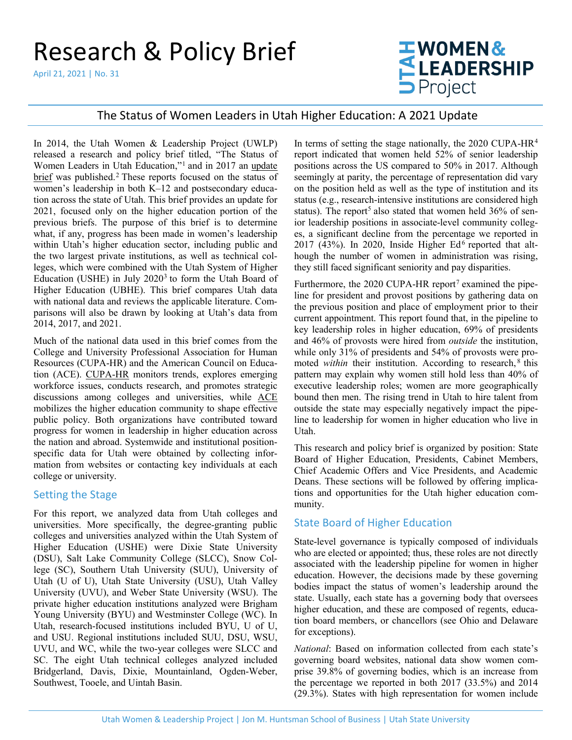# Research & Policy Brief

April 21, 2021 | No. 31

UTAH WOMEN & LEADERSHIP Project

## The Status of Women Leaders in Utah Higher Education: A 2021 Update

In 2014, the Utah Women & Leadership Project (UWLP) released a research and policy brief titled, "The Status of Women Leaders in Utah Education,"[1] and in 2017 an update brief was published.[2] These reports focused on the status of women's leadership in both K–12 and postsecondary education across the state of Utah. This brief provides an update for 2021, focused only on the higher education portion of the previous briefs. The purpose of this brief is to determine what, if any, progress has been made in women's leadership within Utah's higher education sector, including public and the two largest private institutions, as well as technical colleges, which were combined with the Utah System of Higher Education (USHE) in July 2020[3] to form the Utah Board of Higher Education (UBHE). This brief compares Utah data with national data and reviews the applicable literature. Comparisons will also be drawn by looking at Utah's data from 2014, 2017, and 2021.

Much of the national data used in this brief comes from the College and University Professional Association for Human Resources (CUPA-HR) and the American Council on Education (ACE). CUPA-HR monitors trends, explores emerging workforce issues, conducts research, and promotes strategic discussions among colleges and universities, while ACE mobilizes the higher education community to shape effective public policy. Both organizations have contributed toward progress for women in leadership in higher education across the nation and abroad. Systemwide and institutional position-specific data for Utah were obtained by collecting information from websites or contacting key individuals at each college or university.

## Setting the Stage

For this report, we analyzed data from Utah colleges and universities. More specifically, the degree-granting public colleges and universities analyzed within the Utah System of Higher Education (USHE) were Dixie State University (DSU), Salt Lake Community College (SLCC), Snow College (SC), Southern Utah University (SUU), University of Utah (U of U), Utah State University (USU), Utah Valley University (UVU), and Weber State University (WSU). The private higher education institutions analyzed were Brigham Young University (BYU) and Westminster College (WC). In Utah, research-focused institutions included BYU, U of U, and USU. Regional institutions included SUU, DSU, WSU, UVU, and WC, while the two-year colleges were SLCC and SC. The eight Utah technical colleges analyzed included Bridgerland, Davis, Dixie, Mountainland, Ogden-Weber, Southwest, Tooele, and Uintah Basin.

In terms of setting the stage nationally, the 2020 CUPA-HR[4] report indicated that women held 52% of senior leadership positions across the US compared to 50% in 2017. Although seemingly at parity, the percentage of representation did vary on the position held as well as the type of institution and its status (e.g., research-intensive institutions are considered high status). The report[5] also stated that women held 36% of senior leadership positions in associate-level community colleges, a significant decline from the percentage we reported in 2017 (43%). In 2020, Inside Higher Ed[6] reported that although the number of women in administration was rising, they still faced significant seniority and pay disparities.

Furthermore, the 2020 CUPA-HR report[7] examined the pipeline for president and provost positions by gathering data on the previous position and place of employment prior to their current appointment. This report found that, in the pipeline to key leadership roles in higher education, 69% of presidents and 46% of provosts were hired from *outside* the institution, while only 31% of presidents and 54% of provosts were promoted *within* their institution. According to research,[8] this pattern may explain why women still hold less than 40% of executive leadership roles; women are more geographically bound then men. The rising trend in Utah to hire talent from outside the state may especially negatively impact the pipeline to leadership for women in higher education who live in Utah.

This research and policy brief is organized by position: State Board of Higher Education, Presidents, Cabinet Members, Chief Academic Offers and Vice Presidents, and Academic Deans. These sections will be followed by offering implications and opportunities for the Utah higher education community.

## State Board of Higher Education

State-level governance is typically composed of individuals who are elected or appointed; thus, these roles are not directly associated with the leadership pipeline for women in higher education. However, the decisions made by these governing bodies impact the status of women's leadership around the state. Usually, each state has a governing body that oversees higher education, and these are composed of regents, education board members, or chancellors (see Ohio and Delaware for exceptions).

*National*: Based on information collected from each state's governing board websites, national data show women comprise 39.8% of governing bodies, which is an increase from the percentage we reported in both 2017 (33.5%) and 2014 (29.3%). States with high representation for women include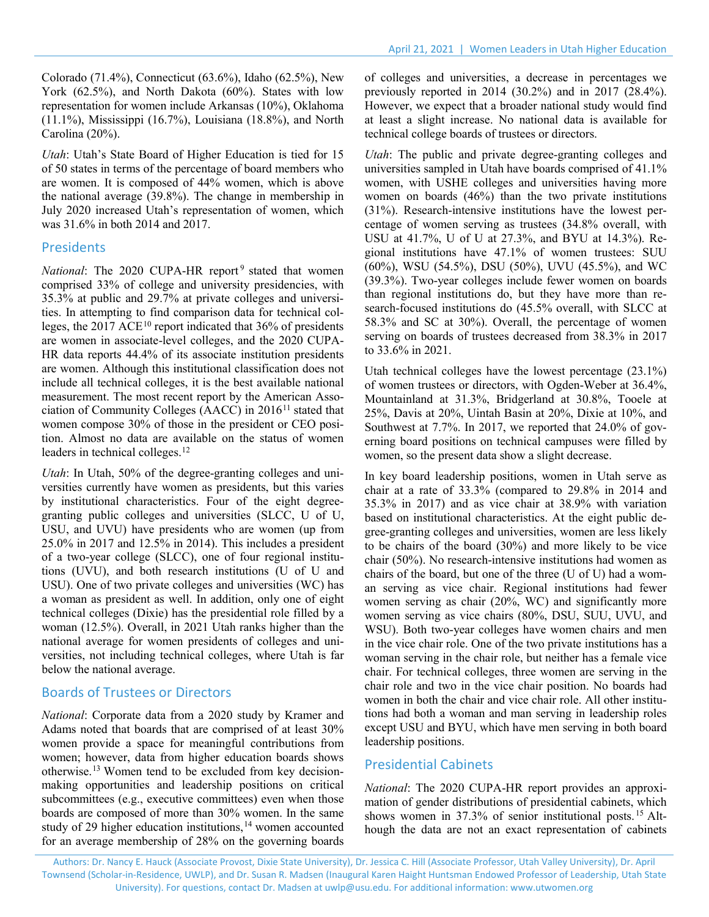Colorado (71.4%), Connecticut (63.6%), Idaho (62.5%), New York (62.5%), and North Dakota (60%). States with low representation for women include Arkansas (10%), Oklahoma (11.1%), Mississippi (16.7%), Louisiana (18.8%), and North Carolina (20%).

*Utah*: Utah's State Board of Higher Education is tied for 15 of 50 states in terms of the percentage of board members who are women. It is composed of 44% women, which is above the national average (39.8%). The change in membership in July 2020 increased Utah's representation of women, which was 31.6% in both 2014 and 2017.

## Presidents

*National*: The 2020 CUPA-HR report[9] stated that women comprised 33% of college and university presidencies, with 35.3% at public and 29.7% at private colleges and universities. In attempting to find comparison data for technical colleges, the 2017 ACE[10] report indicated that 36% of presidents are women in associate-level colleges, and the 2020 CUPA-HR data reports 44.4% of its associate institution presidents are women. Although this institutional classification does not include all technical colleges, it is the best available national measurement. The most recent report by the American Association of Community Colleges (AACC) in 2016[11] stated that women compose 30% of those in the president or CEO position. Almost no data are available on the status of women leaders in technical colleges.[12]

*Utah*: In Utah, 50% of the degree-granting colleges and universities currently have women as presidents, but this varies by institutional characteristics. Four of the eight degree-granting public colleges and universities (SLCC, U of U, USU, and UVU) have presidents who are women (up from 25.0% in 2017 and 12.5% in 2014). This includes a president of a two-year college (SLCC), one of four regional institutions (UVU), and both research institutions (U of U and USU). One of two private colleges and universities (WC) has a woman as president as well. In addition, only one of eight technical colleges (Dixie) has the presidential role filled by a woman (12.5%). Overall, in 2021 Utah ranks higher than the national average for women presidents of colleges and universities, not including technical colleges, where Utah is far below the national average.

## Boards of Trustees or Directors

*National*: Corporate data from a 2020 study by Kramer and Adams noted that boards that are comprised of at least 30% women provide a space for meaningful contributions from women; however, data from higher education boards shows otherwise.[13] Women tend to be excluded from key decision-making opportunities and leadership positions on critical subcommittees (e.g., executive committees) even when those boards are composed of more than 30% women. In the same study of 29 higher education institutions,[14] women accounted for an average membership of 28% on the governing boards of colleges and universities, a decrease in percentages we previously reported in 2014 (30.2%) and in 2017 (28.4%). However, we expect that a broader national study would find at least a slight increase. No national data is available for technical college boards of trustees or directors.

*Utah*: The public and private degree-granting colleges and universities sampled in Utah have boards comprised of 41.1% women, with USHE colleges and universities having more women on boards (46%) than the two private institutions (31%). Research-intensive institutions have the lowest percentage of women serving as trustees (34.8% overall, with USU at 41.7%, U of U at 27.3%, and BYU at 14.3%). Regional institutions have 47.1% of women trustees: SUU (60%), WSU (54.5%), DSU (50%), UVU (45.5%), and WC (39.3%). Two-year colleges include fewer women on boards than regional institutions do, but they have more than research-focused institutions do (45.5% overall, with SLCC at 58.3% and SC at 30%). Overall, the percentage of women serving on boards of trustees decreased from 38.3% in 2017 to 33.6% in 2021.

Utah technical colleges have the lowest percentage (23.1%) of women trustees or directors, with Ogden-Weber at 36.4%, Mountainland at 31.3%, Bridgerland at 30.8%, Tooele at 25%, Davis at 20%, Uintah Basin at 20%, Dixie at 10%, and Southwest at 7.7%. In 2017, we reported that 24.0% of governing board positions on technical campuses were filled by women, so the present data show a slight decrease.

In key board leadership positions, women in Utah serve as chair at a rate of 33.3% (compared to 29.8% in 2014 and 35.3% in 2017) and as vice chair at 38.9% with variation based on institutional characteristics. At the eight public degree-granting colleges and universities, women are less likely to be chairs of the board (30%) and more likely to be vice chair (50%). No research-intensive institutions had women as chairs of the board, but one of the three (U of U) had a woman serving as vice chair. Regional institutions had fewer women serving as chair (20%, WC) and significantly more women serving as vice chairs (80%, DSU, SUU, UVU, and WSU). Both two-year colleges have women chairs and men in the vice chair role. One of the two private institutions has a woman serving in the chair role, but neither has a female vice chair. For technical colleges, three women are serving in the chair role and two in the vice chair position. No boards had women in both the chair and vice chair role. All other institutions had both a woman and man serving in leadership roles except USU and BYU, which have men serving in both board leadership positions.

## Presidential Cabinets

*National*: The 2020 CUPA-HR report provides an approximation of gender distributions of presidential cabinets, which shows women in 37.3% of senior institutional posts.[15] Although the data are not an exact representation of cabinets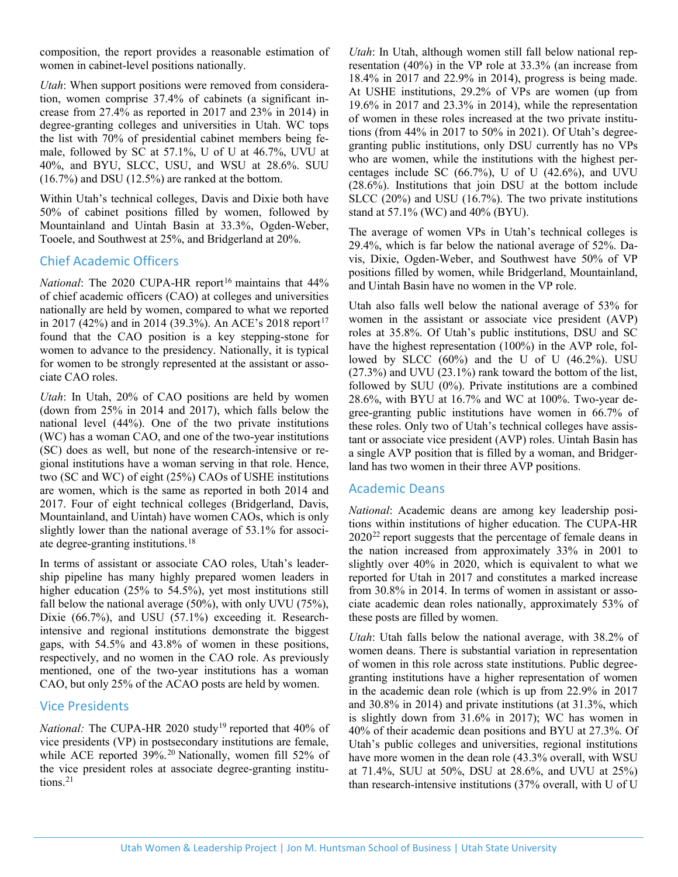composition, the report provides a reasonable estimation of women in cabinet-level positions nationally.

*Utah*: When support positions were removed from consideration, women comprise 37.4% of cabinets (a significant increase from 27.4% as reported in 2017 and 23% in 2014) in degree-granting colleges and universities in Utah. WC tops the list with 70% of presidential cabinet members being female, followed by SC at 57.1%, U of U at 46.7%, UVU at 40%, and BYU, SLCC, USU, and WSU at 28.6%. SUU (16.7%) and DSU (12.5%) are ranked at the bottom.

Within Utah's technical colleges, Davis and Dixie both have 50% of cabinet positions filled by women, followed by Mountainland and Uintah Basin at 33.3%, Ogden-Weber, Tooele, and Southwest at 25%, and Bridgerland at 20%.

## Chief Academic Officers

*National*: The 2020 CUPA-HR report[16] maintains that 44% of chief academic officers (CAO) at colleges and universities nationally are held by women, compared to what we reported in 2017 (42%) and in 2014 (39.3%). An ACE's 2018 report[17] found that the CAO position is a key stepping-stone for women to advance to the presidency. Nationally, it is typical for women to be strongly represented at the assistant or associate CAO roles.

*Utah*: In Utah, 20% of CAO positions are held by women (down from 25% in 2014 and 2017), which falls below the national level (44%). One of the two private institutions (WC) has a woman CAO, and one of the two-year institutions (SC) does as well, but none of the research-intensive or regional institutions have a woman serving in that role. Hence, two (SC and WC) of eight (25%) CAOs of USHE institutions are women, which is the same as reported in both 2014 and 2017. Four of eight technical colleges (Bridgerland, Davis, Mountainland, and Uintah) have women CAOs, which is only slightly lower than the national average of 53.1% for associate degree-granting institutions.[18]

In terms of assistant or associate CAO roles, Utah's leadership pipeline has many highly prepared women leaders in higher education (25% to 54.5%), yet most institutions still fall below the national average (50%), with only UVU (75%), Dixie (66.7%), and USU (57.1%) exceeding it. Research-intensive and regional institutions demonstrate the biggest gaps, with 54.5% and 43.8% of women in these positions, respectively, and no women in the CAO role. As previously mentioned, one of the two-year institutions has a woman CAO, but only 25% of the ACAO posts are held by women.

## Vice Presidents

*National:* The CUPA-HR 2020 study[19] reported that 40% of vice presidents (VP) in postsecondary institutions are female, while ACE reported 39%.[20] Nationally, women fill 52% of the vice president roles at associate degree-granting institutions.[21]

*Utah*: In Utah, although women still fall below national representation (40%) in the VP role at 33.3% (an increase from 18.4% in 2017 and 22.9% in 2014), progress is being made. At USHE institutions, 29.2% of VPs are women (up from 19.6% in 2017 and 23.3% in 2014), while the representation of women in these roles increased at the two private institutions (from 44% in 2017 to 50% in 2021). Of Utah's degree-granting public institutions, only DSU currently has no VPs who are women, while the institutions with the highest percentages include SC (66.7%), U of U (42.6%), and UVU (28.6%). Institutions that join DSU at the bottom include SLCC (20%) and USU (16.7%). The two private institutions stand at 57.1% (WC) and 40% (BYU).

The average of women VPs in Utah's technical colleges is 29.4%, which is far below the national average of 52%. Davis, Dixie, Ogden-Weber, and Southwest have 50% of VP positions filled by women, while Bridgerland, Mountainland, and Uintah Basin have no women in the VP role.

Utah also falls well below the national average of 53% for women in the assistant or associate vice president (AVP) roles at 35.8%. Of Utah's public institutions, DSU and SC have the highest representation (100%) in the AVP role, followed by SLCC (60%) and the U of U (46.2%). USU (27.3%) and UVU (23.1%) rank toward the bottom of the list, followed by SUU (0%). Private institutions are a combined 28.6%, with BYU at 16.7% and WC at 100%. Two-year degree-granting public institutions have women in 66.7% of these roles. Only two of Utah's technical colleges have assistant or associate vice president (AVP) roles. Uintah Basin has a single AVP position that is filled by a woman, and Bridgerland has two women in their three AVP positions.

## Academic Deans

*National*: Academic deans are among key leadership positions within institutions of higher education. The CUPA-HR 2020[22] report suggests that the percentage of female deans in the nation increased from approximately 33% in 2001 to slightly over 40% in 2020, which is equivalent to what we reported for Utah in 2017 and constitutes a marked increase from 30.8% in 2014. In terms of women in assistant or associate academic dean roles nationally, approximately 53% of these posts are filled by women.

*Utah*: Utah falls below the national average, with 38.2% of women deans. There is substantial variation in representation of women in this role across state institutions. Public degree-granting institutions have a higher representation of women in the academic dean role (which is up from 22.9% in 2017 and 30.8% in 2014) and private institutions (at 31.3%, which is slightly down from 31.6% in 2017); WC has women in 40% of their academic dean positions and BYU at 27.3%. Of Utah's public colleges and universities, regional institutions have more women in the dean role (43.3% overall, with WSU at 71.4%, SUU at 50%, DSU at 28.6%, and UVU at 25%) than research-intensive institutions (37% overall, with U of U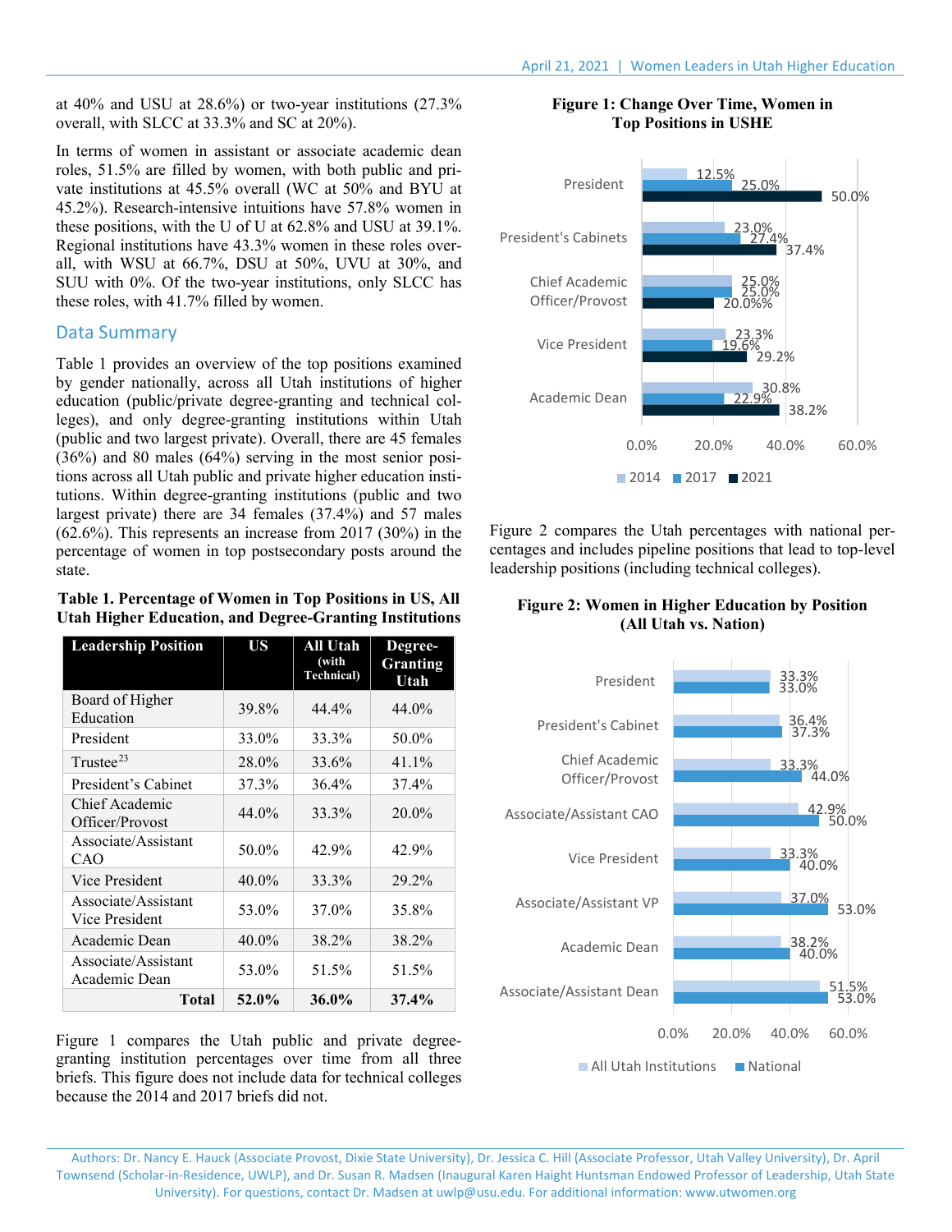at 40% and USU at 28.6%) or two-year institutions (27.3% overall, with SLCC at 33.3% and SC at 20%).

In terms of women in assistant or associate academic dean roles, 51.5% are filled by women, with both public and private institutions at 45.5% overall (WC at 50% and BYU at 45.2%). Research-intensive intuitions have 57.8% women in these positions, with the U of U at 62.8% and USU at 39.1%. Regional institutions have 43.3% women in these roles overall, with WSU at 66.7%, DSU at 50%, UVU at 30%, and SUU with 0%. Of the two-year institutions, only SLCC has these roles, with 41.7% filled by women.

## Data Summary

Table 1 provides an overview of the top positions examined by gender nationally, across all Utah institutions of higher education (public/private degree-granting and technical colleges), and only degree-granting institutions within Utah (public and two largest private). Overall, there are 45 females (36%) and 80 males (64%) serving in the most senior positions across all Utah public and private higher education institutions. Within degree-granting institutions (public and two largest private) there are 34 females (37.4%) and 57 males (62.6%). This represents an increase from 2017 (30%) in the percentage of women in top postsecondary posts around the state.

**Table 1. Percentage of Women in Top Positions in US, All Utah Higher Education, and Degree-Granting Institutions**

| Leadership Position | US | All Utah (with Technical) | Degree-Granting Utah |
|---|---|---|---|
| Board of Higher Education | 39.8% | 44.4% | 44.0% |
| President | 33.0% | 33.3% | 50.0% |
| Trustee[23] | 28.0% | 33.6% | 41.1% |
| President's Cabinet | 37.3% | 36.4% | 37.4% |
| Chief Academic Officer/Provost | 44.0% | 33.3% | 20.0% |
| Associate/Assistant CAO | 50.0% | 42.9% | 42.9% |
| Vice President | 40.0% | 33.3% | 29.2% |
| Associate/Assistant Vice President | 53.0% | 37.0% | 35.8% |
| Academic Dean | 40.0% | 38.2% | 38.2% |
| Associate/Assistant Academic Dean | 53.0% | 51.5% | 51.5% |
| **Total** | **52.0%** | **36.0%** | **37.4%** |

Figure 1 compares the Utah public and private degree-granting institution percentages over time from all three briefs. This figure does not include data for technical colleges because the 2014 and 2017 briefs did not.

**Figure 1: Change Over Time, Women in Top Positions in USHE**

| Position | 2014 | 2017 | 2021 |
|---|---|---|---|
| President | 12.5% | 25.0% | 50.0% |
| President's Cabinets | 23.0% | 27.4% | 37.4% |
| Chief Academic Officer/Provost | 25.0% | 25.0% | 20.0%% |
| Vice President | 23.3% | 19.6% | 29.2% |
| Academic Dean | 30.8% | 22.9% | 38.2% |

Figure 2 compares the Utah percentages with national percentages and includes pipeline positions that lead to top-level leadership positions (including technical colleges).

**Figure 2: Women in Higher Education by Position (All Utah vs. Nation)**

| Position | All Utah Institutions | National |
|---|---|---|
| President | 33.3% | 33.0% |
| President's Cabinet | 36.4% | 37.3% |
| Chief Academic Officer/Provost | 33.3% | 44.0% |
| Associate/Assistant CAO | 42.9% | 50.0% |
| Vice President | 33.3% | 40.0% |
| Associate/Assistant VP | 37.0% | 53.0% |
| Academic Dean | 38.2% | 40.0% |
| Associate/Assistant Dean | 51.5% | 53.0% |

Authors: Dr. Nancy E. Hauck (Associate Provost, Dixie State University), Dr. Jessica C. Hill (Associate Professor, Utah Valley University), Dr. April Townsend (Scholar-in-Residence, UWLP), and Dr. Susan R. Madsen (Inaugural Karen Haight Huntsman Endowed Professor of Leadership, Utah State University). For questions, contact Dr. Madsen at uwlp@usu.edu. For additional information: www.utwomen.org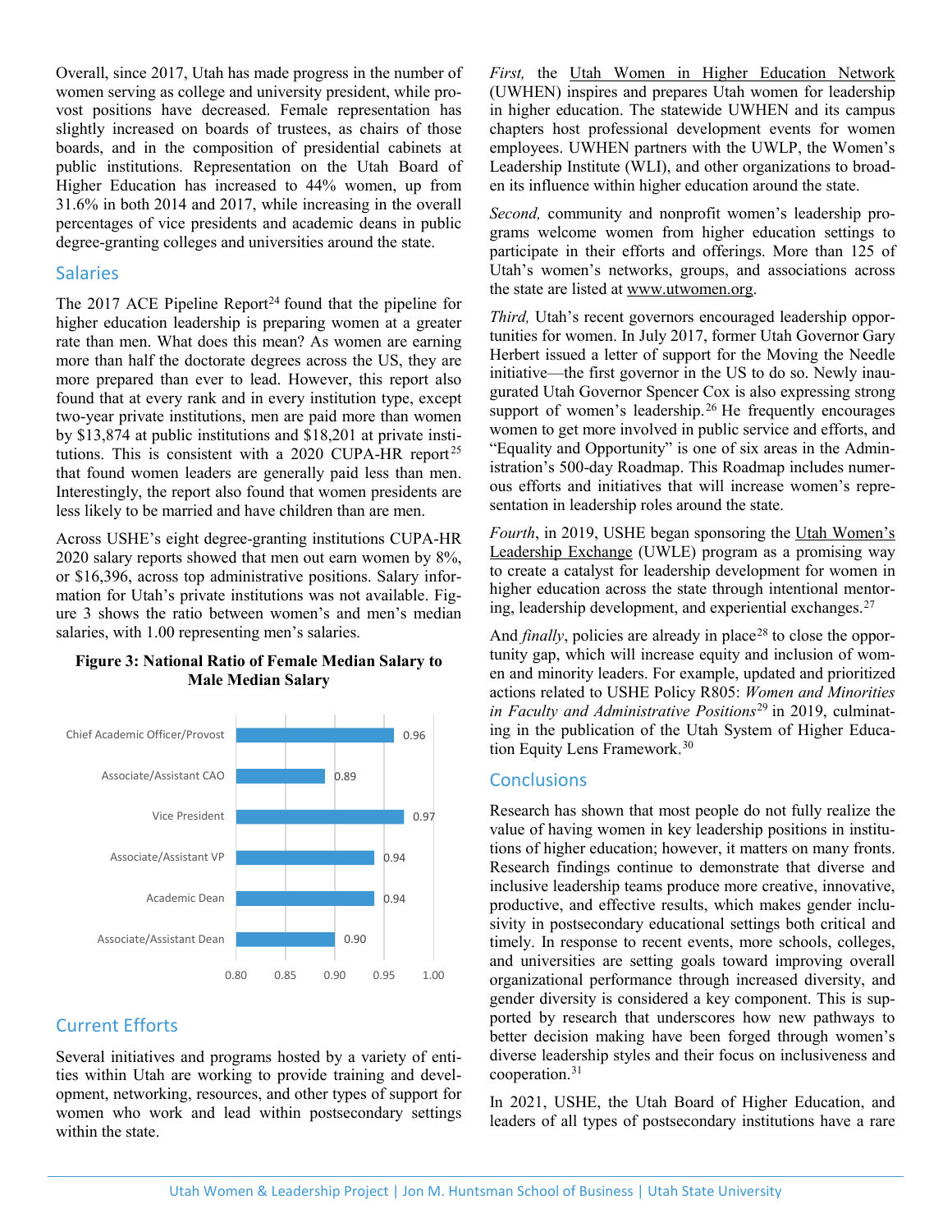Overall, since 2017, Utah has made progress in the number of women serving as college and university president, while provost positions have decreased. Female representation has slightly increased on boards of trustees, as chairs of those boards, and in the composition of presidential cabinets at public institutions. Representation on the Utah Board of Higher Education has increased to 44% women, up from 31.6% in both 2014 and 2017, while increasing in the overall percentages of vice presidents and academic deans in public degree-granting colleges and universities around the state.

## Salaries

The 2017 ACE Pipeline Report[24] found that the pipeline for higher education leadership is preparing women at a greater rate than men. What does this mean? As women are earning more than half the doctorate degrees across the US, they are more prepared than ever to lead. However, this report also found that at every rank and in every institution type, except two-year private institutions, men are paid more than women by $13,874 at public institutions and $18,201 at private institutions. This is consistent with a 2020 CUPA-HR report[25] that found women leaders are generally paid less than men. Interestingly, the report also found that women presidents are less likely to be married and have children than are men.

Across USHE's eight degree-granting institutions CUPA-HR 2020 salary reports showed that men out earn women by 8%, or $16,396, across top administrative positions. Salary information for Utah's private institutions was not available. Figure 3 shows the ratio between women's and men's median salaries, with 1.00 representing men's salaries.

**Figure 3: National Ratio of Female Median Salary to Male Median Salary**

| Position | Ratio |
|---|---|
| Chief Academic Officer/Provost | 0.96 |
| Associate/Assistant CAO | 0.89 |
| Vice President | 0.97 |
| Associate/Assistant VP | 0.94 |
| Academic Dean | 0.94 |
| Associate/Assistant Dean | 0.90 |

## Current Efforts

Several initiatives and programs hosted by a variety of entities within Utah are working to provide training and development, networking, resources, and other types of support for women who work and lead within postsecondary settings within the state.

*First,* the Utah Women in Higher Education Network (UWHEN) inspires and prepares Utah women for leadership in higher education. The statewide UWHEN and its campus chapters host professional development events for women employees. UWHEN partners with the UWLP, the Women's Leadership Institute (WLI), and other organizations to broaden its influence within higher education around the state.

*Second,* community and nonprofit women's leadership programs welcome women from higher education settings to participate in their efforts and offerings. More than 125 of Utah's women's networks, groups, and associations across the state are listed at www.utwomen.org.

*Third,* Utah's recent governors encouraged leadership opportunities for women. In July 2017, former Utah Governor Gary Herbert issued a letter of support for the Moving the Needle initiative—the first governor in the US to do so. Newly inaugurated Utah Governor Spencer Cox is also expressing strong support of women's leadership.[26] He frequently encourages women to get more involved in public service and efforts, and "Equality and Opportunity" is one of six areas in the Administration's 500-day Roadmap. This Roadmap includes numerous efforts and initiatives that will increase women's representation in leadership roles around the state.

*Fourth*, in 2019, USHE began sponsoring the Utah Women's Leadership Exchange (UWLE) program as a promising way to create a catalyst for leadership development for women in higher education across the state through intentional mentoring, leadership development, and experiential exchanges.[27]

And *finally*, policies are already in place[28] to close the opportunity gap, which will increase equity and inclusion of women and minority leaders. For example, updated and prioritized actions related to USHE Policy R805: *Women and Minorities in Faculty and Administrative Positions*[29] in 2019, culminating in the publication of the Utah System of Higher Education Equity Lens Framework.[30]

## Conclusions

Research has shown that most people do not fully realize the value of having women in key leadership positions in institutions of higher education; however, it matters on many fronts. Research findings continue to demonstrate that diverse and inclusive leadership teams produce more creative, innovative, productive, and effective results, which makes gender inclusivity in postsecondary educational settings both critical and timely. In response to recent events, more schools, colleges, and universities are setting goals toward improving overall organizational performance through increased diversity, and gender diversity is considered a key component. This is supported by research that underscores how new pathways to better decision making have been forged through women's diverse leadership styles and their focus on inclusiveness and cooperation.[31]

In 2021, USHE, the Utah Board of Higher Education, and leaders of all types of postsecondary institutions have a rare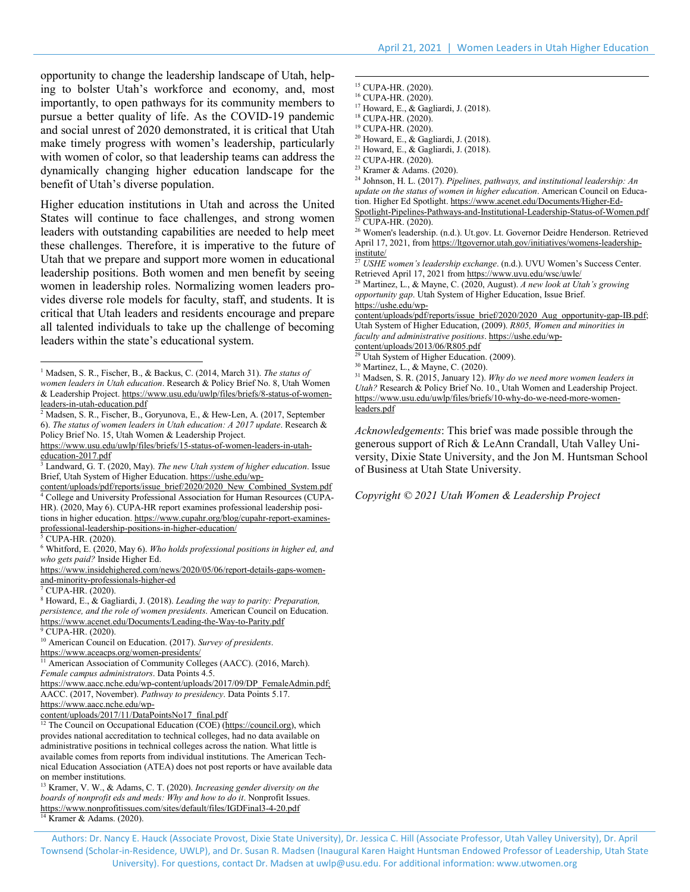opportunity to change the leadership landscape of Utah, helping to bolster Utah's workforce and economy, and, most importantly, to open pathways for its community members to pursue a better quality of life. As the COVID-19 pandemic and social unrest of 2020 demonstrated, it is critical that Utah make timely progress with women's leadership, particularly with women of color, so that leadership teams can address the dynamically changing higher education landscape for the benefit of Utah's diverse population.

Higher education institutions in Utah and across the United States will continue to face challenges, and strong women leaders with outstanding capabilities are needed to help meet these challenges. Therefore, it is imperative to the future of Utah that we prepare and support more women in educational leadership positions. Both women and men benefit by seeing women in leadership roles. Normalizing women leaders provides diverse role models for faculty, staff, and students. It is critical that Utah leaders and residents encourage and prepare all talented individuals to take up the challenge of becoming leaders within the state's educational system.

---

[1] Madsen, S. R., Fischer, B., & Backus, C. (2014, March 31). *The status of women leaders in Utah education*. Research & Policy Brief No. 8, Utah Women & Leadership Project. https://www.usu.edu/uwlp/files/briefs/8-status-of-women-leaders-in-utah-education.pdf

[2] Madsen, S. R., Fischer, B., Goryunova, E., & Hew-Len, A. (2017, September 6). *The status of women leaders in Utah education: A 2017 update*. Research & Policy Brief No. 15, Utah Women & Leadership Project. https://www.usu.edu/uwlp/files/briefs/15-status-of-women-leaders-in-utah-education-2017.pdf

[3] Landward, G. T. (2020, May). *The new Utah system of higher education*. Issue Brief, Utah System of Higher Education. https://ushe.edu/wp-content/uploads/pdf/reports/issue_brief/2020/2020_New_Combined_System.pdf

[4] College and University Professional Association for Human Resources (CUPA-HR). (2020, May 6). CUPA-HR report examines professional leadership positions in higher education. https://www.cupahr.org/blog/cupahr-report-examines-professional-leadership-positions-in-higher-education/

[5] CUPA-HR. (2020).

[6] Whitford, E. (2020, May 6). *Who holds professional positions in higher ed, and who gets paid?* Inside Higher Ed. https://www.insidehighered.com/news/2020/05/06/report-details-gaps-women-and-minority-professionals-higher-ed

[7] CUPA-HR. (2020).

[8] Howard, E., & Gagliardi, J. (2018). *Leading the way to parity: Preparation, persistence, and the role of women presidents*. American Council on Education. https://www.acenet.edu/Documents/Leading-the-Way-to-Parity.pdf

[9] CUPA-HR. (2020).

[10] American Council on Education. (2017). *Survey of presidents*. https://www.aceacps.org/women-presidents/

[11] American Association of Community Colleges (AACC). (2016, March). *Female campus administrators*. Data Points 4.5. https://www.aacc.nche.edu/wp-content/uploads/2017/09/DP_FemaleAdmin.pdf; AACC. (2017, November). *Pathway to presidency*. Data Points 5.17. https://www.aacc.nche.edu/wp-content/uploads/2017/11/DataPointsNo17_final.pdf

[12] The Council on Occupational Education (COE) (https://council.org), which provides national accreditation to technical colleges, had no data available on administrative positions in technical colleges across the nation. What little is available comes from reports from individual institutions. The American Technical Education Association (ATEA) does not post reports or have available data on member institutions.

[13] Kramer, V. W., & Adams, C. T. (2020). *Increasing gender diversity on the boards of nonprofit eds and meds: Why and how to do it*. Nonprofit Issues. https://www.nonprofitissues.com/sites/default/files/IGDFinal3-4-20.pdf

[14] Kramer & Adams. (2020).

[15] CUPA-HR. (2020).

[16] CUPA-HR. (2020).

[17] Howard, E., & Gagliardi, J. (2018).

[18] CUPA-HR. (2020).

[19] CUPA-HR. (2020).

[20] Howard, E., & Gagliardi, J. (2018).

[21] Howard, E., & Gagliardi, J. (2018).

[22] CUPA-HR. (2020).

[23] Kramer & Adams. (2020).

[24] Johnson, H. L. (2017). *Pipelines, pathways, and institutional leadership: An update on the status of women in higher education*. American Council on Education. Higher Ed Spotlight. https://www.acenet.edu/Documents/Higher-Ed-Spotlight-Pipelines-Pathways-and-Institutional-Leadership-Status-of-Women.pdf

[25] CUPA-HR. (2020).

[26] Women's leadership. (n.d.). Ut.gov. Lt. Governor Deidre Henderson. Retrieved April 17, 2021, from https://ltgovernor.utah.gov/initiatives/womens-leadership-institute/

[27] *USHE women's leadership exchange*. (n.d.). UVU Women's Success Center. Retrieved April 17, 2021 from https://www.uvu.edu/wsc/uwle/

[28] Martinez, L., & Mayne, C. (2020, August). *A new look at Utah's growing opportunity gap*. Utah System of Higher Education, Issue Brief. https://ushe.edu/wp-content/uploads/pdf/reports/issue_brief/2020/2020_Aug_opportunity-gap-IB.pdf; Utah System of Higher Education, (2009). *R805, Women and minorities in faculty and administrative positions*. https://ushe.edu/wp-content/uploads/2013/06/R805.pdf

[29] Utah System of Higher Education. (2009).

[30] Martinez, L., & Mayne, C. (2020).

[31] Madsen, S. R. (2015, January 12). *Why do we need more women leaders in Utah?* Research & Policy Brief No. 10., Utah Women and Leadership Project. https://www.usu.edu/uwlp/files/briefs/10-why-do-we-need-more-women-leaders.pdf

*Acknowledgements*: This brief was made possible through the generous support of Rich & LeAnn Crandall, Utah Valley University, Dixie State University, and the Jon M. Huntsman School of Business at Utah State University.

*Copyright © 2021 Utah Women & Leadership Project*

Authors: Dr. Nancy E. Hauck (Associate Provost, Dixie State University), Dr. Jessica C. Hill (Associate Professor, Utah Valley University), Dr. April Townsend (Scholar-in-Residence, UWLP), and Dr. Susan R. Madsen (Inaugural Karen Haight Huntsman Endowed Professor of Leadership, Utah State University). For questions, contact Dr. Madsen at uwlp@usu.edu. For additional information: www.utwomen.org